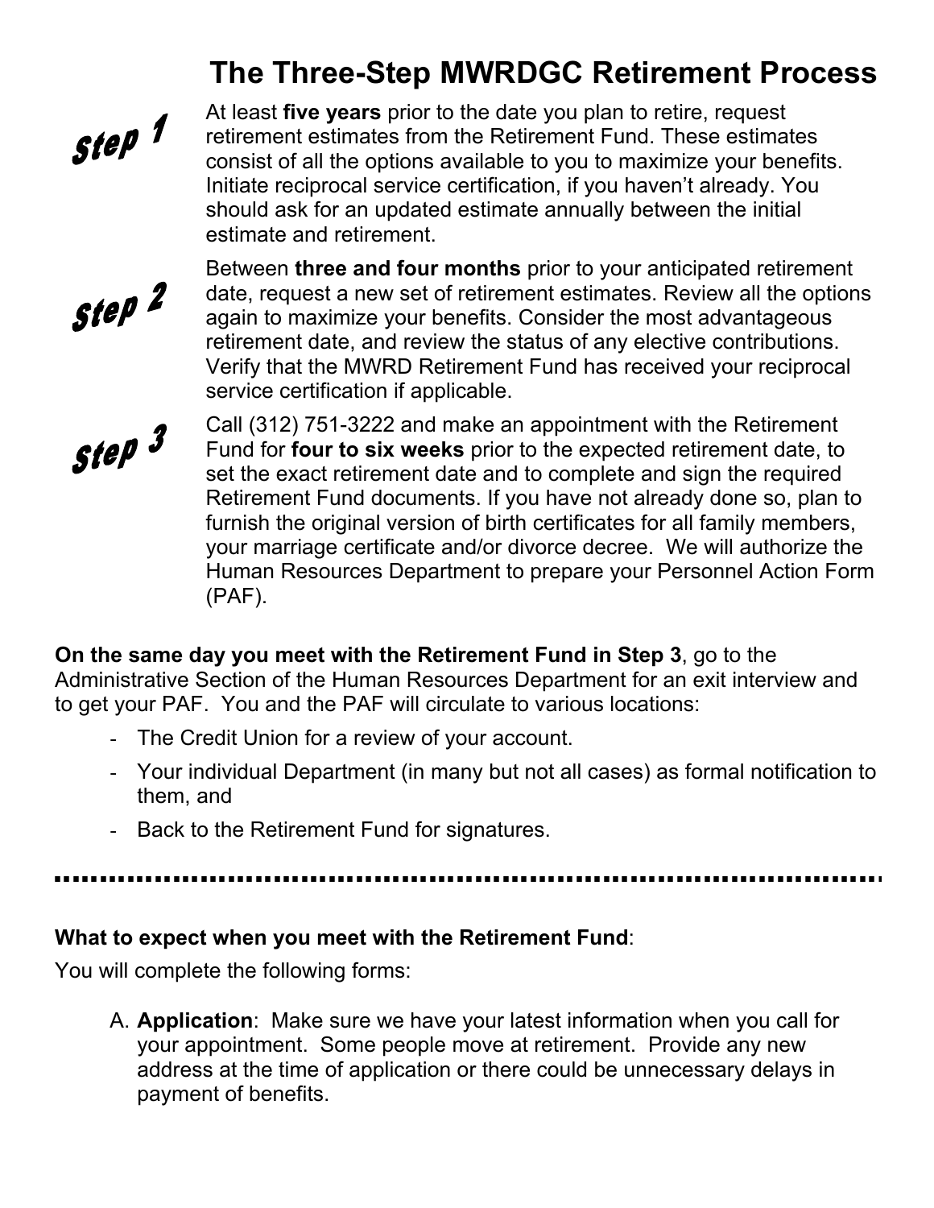# The Three-Step MWRDGC Retirement Process

**Step 1**

At least **five years** prior to the date you plan to retire, request retirement estimates from the Retirement Fund. These estimates consist of all the options available to you to maximize your benefits. Initiate reciprocal service certification, if you haven't already. You should ask for an updated estimate annually between the initial estimate and retirement.

**Step 2**

Between **three and four months** prior to your anticipated retirement date, request a new set of retirement estimates. Review all the options again to maximize your benefits. Consider the most advantageous retirement date, and review the status of any elective contributions. Verify that the MWRD Retirement Fund has received your reciprocal service certification if applicable.

**Step 3**

Call (312) 751-3222 and make an appointment with the Retirement Fund for **four to six weeks** prior to the expected retirement date, to set the exact retirement date and to complete and sign the required Retirement Fund documents. If you have not already done so, plan to furnish the original version of birth certificates for all family members, your marriage certificate and/or divorce decree. We will authorize the Human Resources Department to prepare your Personnel Action Form (PAF).

**On the same day you meet with the Retirement Fund in Step 3**, go to the Administrative Section of the Human Resources Department for an exit interview and to get your PAF. You and the PAF will circulate to various locations:

- The Credit Union for a review of your account.
- Your individual Department (in many but not all cases) as formal notification to them, and
- Back to the Retirement Fund for signatures.

---

**What to expect when you meet with the Retirement Fund**:

You will complete the following forms:

A. **Application**: Make sure we have your latest information when you call for your appointment. Some people move at retirement. Provide any new address at the time of application or there could be unnecessary delays in payment of benefits.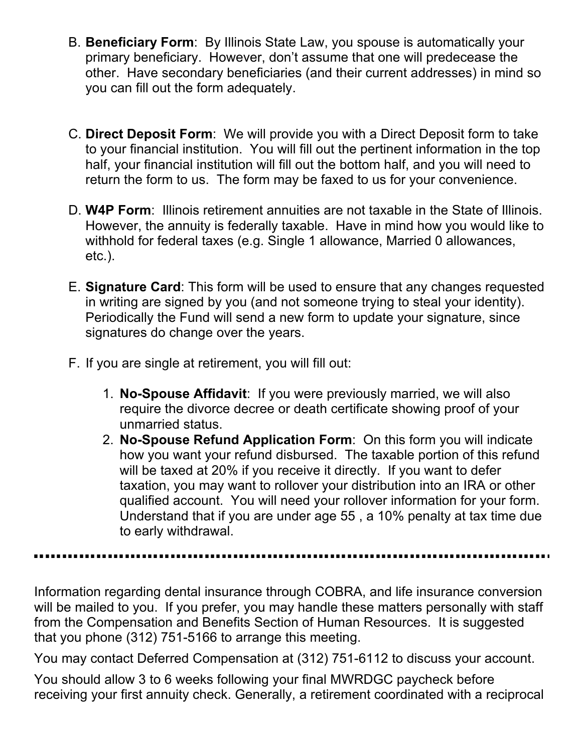B. **Beneficiary Form**: By Illinois State Law, you spouse is automatically your primary beneficiary. However, don't assume that one will predecease the other. Have secondary beneficiaries (and their current addresses) in mind so you can fill out the form adequately.

C. **Direct Deposit Form**: We will provide you with a Direct Deposit form to take to your financial institution. You will fill out the pertinent information in the top half, your financial institution will fill out the bottom half, and you will need to return the form to us. The form may be faxed to us for your convenience.

D. **W4P Form**: Illinois retirement annuities are not taxable in the State of Illinois. However, the annuity is federally taxable. Have in mind how you would like to withhold for federal taxes (e.g. Single 1 allowance, Married 0 allowances, etc.).

E. **Signature Card**: This form will be used to ensure that any changes requested in writing are signed by you (and not someone trying to steal your identity). Periodically the Fund will send a new form to update your signature, since signatures do change over the years.

F. If you are single at retirement, you will fill out:

   1. **No-Spouse Affidavit**: If you were previously married, we will also require the divorce decree or death certificate showing proof of your unmarried status.
   2. **No-Spouse Refund Application Form**: On this form you will indicate how you want your refund disbursed. The taxable portion of this refund will be taxed at 20% if you receive it directly. If you want to defer taxation, you may want to rollover your distribution into an IRA or other qualified account. You will need your rollover information for your form. Understand that if you are under age 55 , a 10% penalty at tax time due to early withdrawal.

---

Information regarding dental insurance through COBRA, and life insurance conversion will be mailed to you. If you prefer, you may handle these matters personally with staff from the Compensation and Benefits Section of Human Resources. It is suggested that you phone (312) 751-5166 to arrange this meeting.

You may contact Deferred Compensation at (312) 751-6112 to discuss your account.

You should allow 3 to 6 weeks following your final MWRDGC paycheck before receiving your first annuity check. Generally, a retirement coordinated with a reciprocal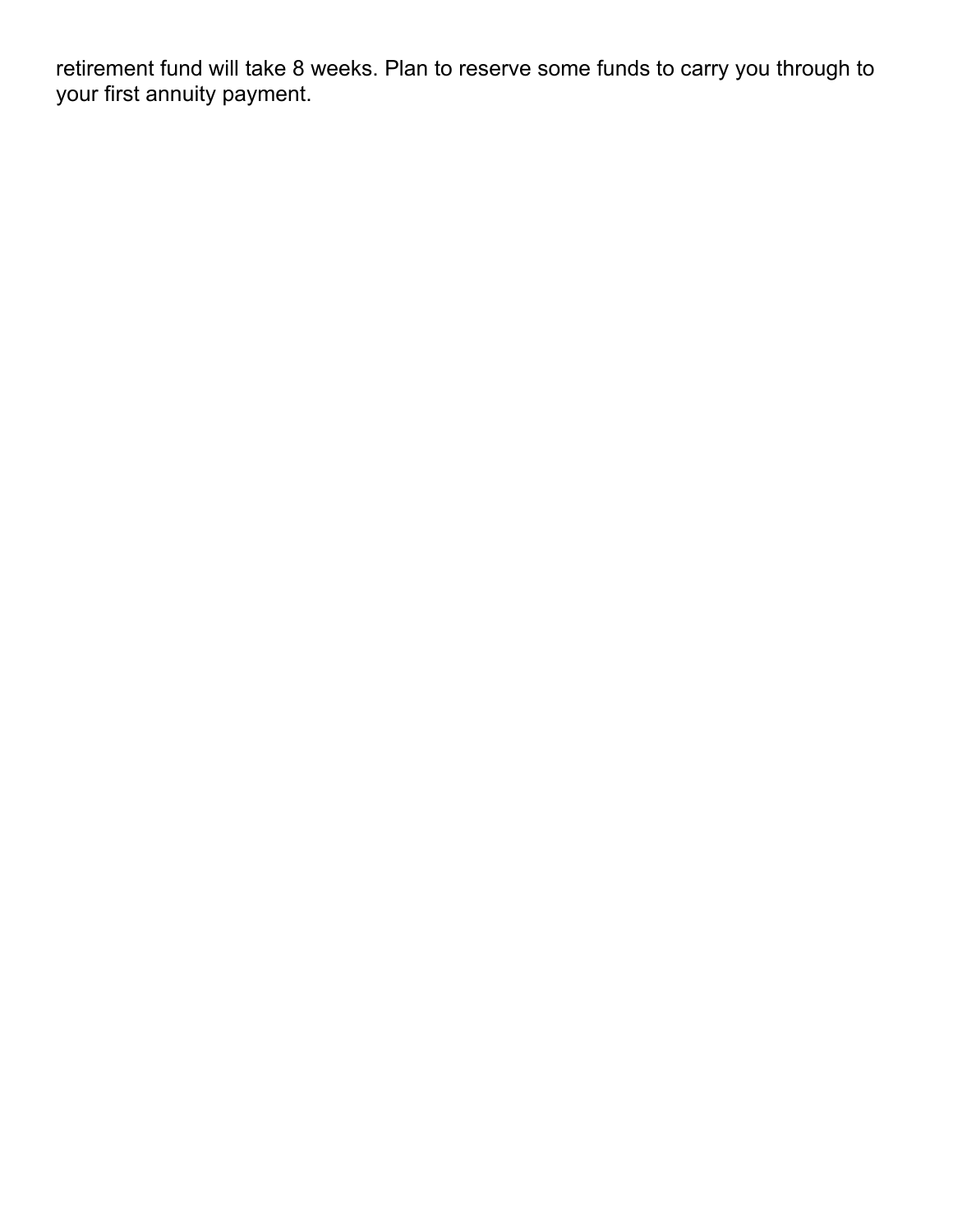retirement fund will take 8 weeks. Plan to reserve some funds to carry you through to your first annuity payment.